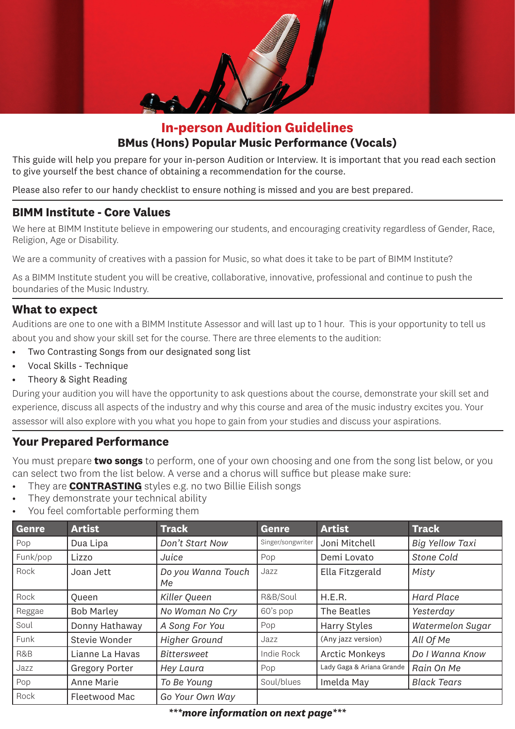# In-person Audition Guidelines

## BMus (Hons) Popular Music Performance (Vocals)

This guide will help you prepare for your in-person Audition or Interview. It is important that you read each section to give yourself the best chance of obtaining a recommendation for the course.

Please also refer to our handy checklist to ensure nothing is missed and you are best prepared.

## BIMM Institute - Core Values

We here at BIMM Institute believe in empowering our students, and encouraging creativity regardless of Gender, Race, Religion, Age or Disability.

We are a community of creatives with a passion for Music, so what does it take to be part of BIMM Institute?

As a BIMM Institute student you will be creative, collaborative, innovative, professional and continue to push the boundaries of the Music Industry.

## What to expect

Auditions are one to one with a BIMM Institute Assessor and will last up to 1 hour. This is your opportunity to tell us about you and show your skill set for the course. There are three elements to the audition:

- Two Contrasting Songs from our designated song list
- Vocal Skills - Technique
- Theory & Sight Reading

During your audition you will have the opportunity to ask questions about the course, demonstrate your skill set and experience, discuss all aspects of the industry and why this course and area of the music industry excites you. Your assessor will also explore with you what you hope to gain from your studies and discuss your aspirations.

## Your Prepared Performance

You must prepare **two songs** to perform, one of your own choosing and one from the song list below, or you can select two from the list below. A verse and a chorus will suffice but please make sure:

- They are **CONTRASTING** styles e.g. no two Billie Eilish songs
- They demonstrate your technical ability
- You feel comfortable performing them

| Genre | Artist | Track | Genre | Artist | Track |
|---|---|---|---|---|---|
| Pop | Dua Lipa | *Don't Start Now* | Singer/songwriter | Joni Mitchell | *Big Yellow Taxi* |
| Funk/pop | Lizzo | *Juice* | Pop | Demi Lovato | *Stone Cold* |
| Rock | Joan Jett | *Do you Wanna Touch Me* | Jazz | Ella Fitzgerald | *Misty* |
| Rock | Queen | *Killer Queen* | R&B/Soul | H.E.R. | *Hard Place* |
| Reggae | Bob Marley | *No Woman No Cry* | 60's pop | The Beatles | *Yesterday* |
| Soul | Donny Hathaway | *A Song For You* | Pop | Harry Styles | *Watermelon Sugar* |
| Funk | Stevie Wonder | *Higher Ground* | Jazz | (Any jazz version) | *All Of Me* |
| R&B | Lianne La Havas | *Bittersweet* | Indie Rock | Arctic Monkeys | *Do I Wanna Know* |
| Jazz | Gregory Porter | *Hey Laura* | Pop | Lady Gaga & Ariana Grande | *Rain On Me* |
| Pop | Anne Marie | *To Be Young* | Soul/blues | Imelda May | *Black Tears* |
| Rock | Fleetwood Mac | *Go Your Own Way* | | | |

***\*\*\*more information on next page\*\*\****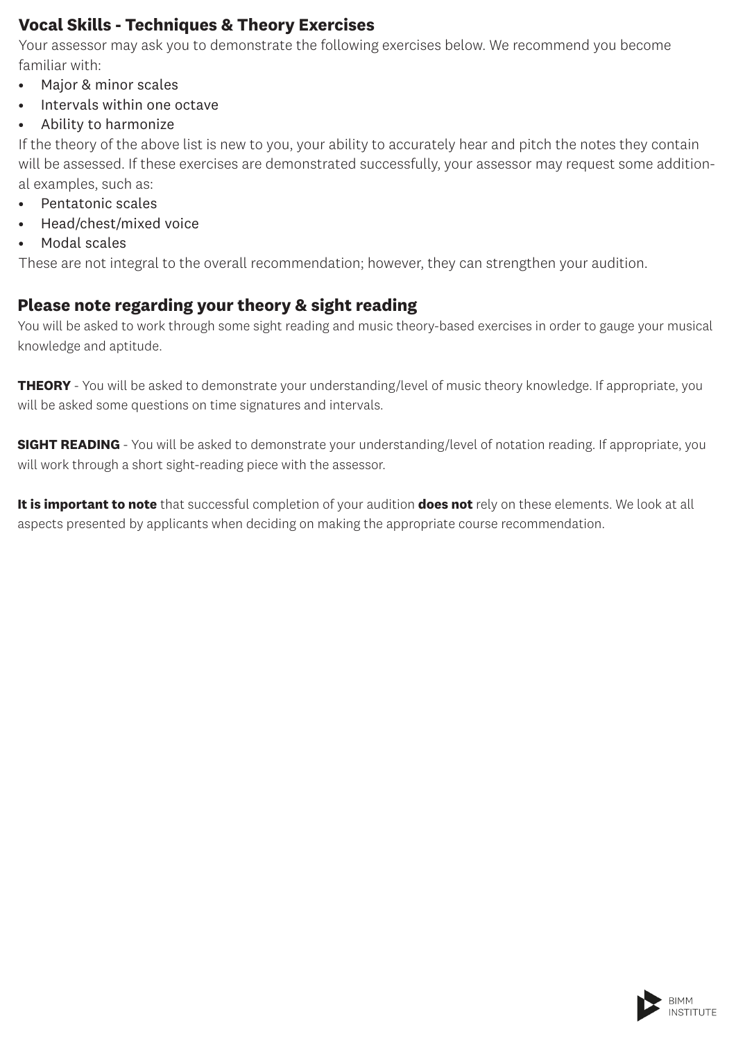## Vocal Skills - Techniques & Theory Exercises

Your assessor may ask you to demonstrate the following exercises below. We recommend you become familiar with:

- Major & minor scales
- Intervals within one octave
- Ability to harmonize

If the theory of the above list is new to you, your ability to accurately hear and pitch the notes they contain will be assessed. If these exercises are demonstrated successfully, your assessor may request some additional examples, such as:

- Pentatonic scales
- Head/chest/mixed voice
- Modal scales

These are not integral to the overall recommendation; however, they can strengthen your audition.

## Please note regarding your theory & sight reading

You will be asked to work through some sight reading and music theory-based exercises in order to gauge your musical knowledge and aptitude.

**THEORY** - You will be asked to demonstrate your understanding/level of music theory knowledge. If appropriate, you will be asked some questions on time signatures and intervals.

**SIGHT READING** - You will be asked to demonstrate your understanding/level of notation reading. If appropriate, you will work through a short sight-reading piece with the assessor.

**It is important to note** that successful completion of your audition **does not** rely on these elements. We look at all aspects presented by applicants when deciding on making the appropriate course recommendation.